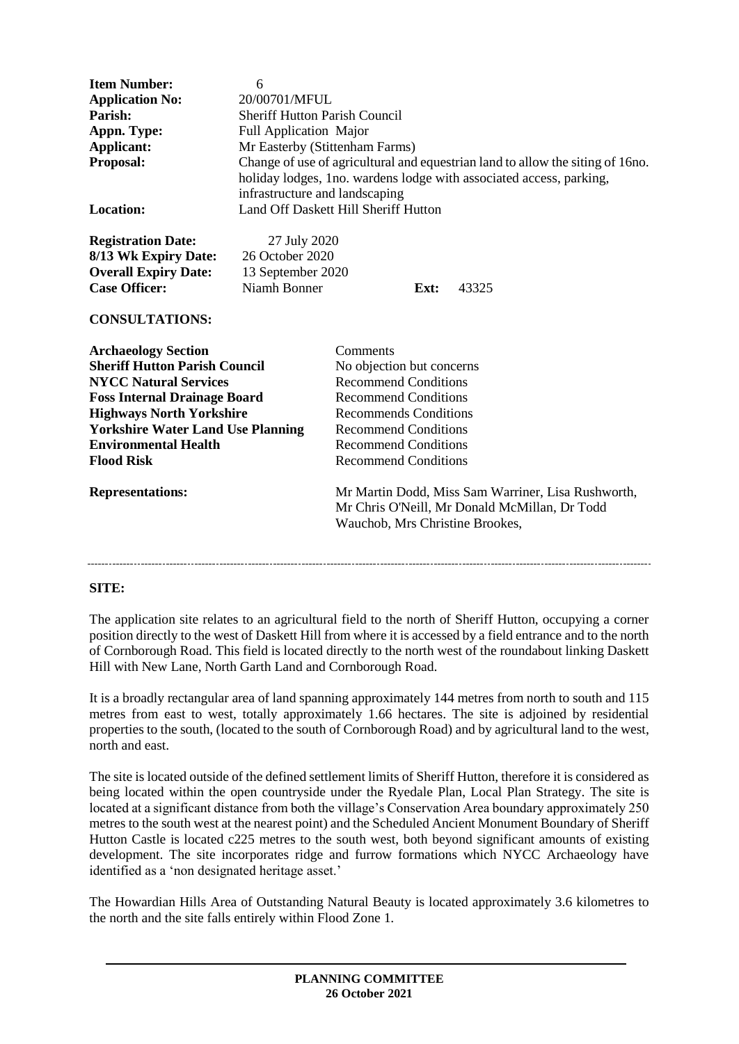**Item Number:** 6
**Application No:** 20/00701/MFUL
**Parish:** Sheriff Hutton Parish Council
**Appn. Type:** Full Application Major
**Applicant:** Mr Easterby (Stittenham Farms)
**Proposal:** Change of use of agricultural and equestrian land to allow the siting of 16no. holiday lodges, 1no. wardens lodge with associated access, parking, infrastructure and landscaping
**Location:** Land Off Daskett Hill Sheriff Hutton

**Registration Date:** 27 July 2020
**8/13 Wk Expiry Date:** 26 October 2020
**Overall Expiry Date:** 13 September 2020
**Case Officer:** Niamh Bonner **Ext:** 43325

**CONSULTATIONS:**

| | |
|---|---|
| **Archaeology Section** | Comments |
| **Sheriff Hutton Parish Council** | No objection but concerns |
| **NYCC Natural Services** | Recommend Conditions |
| **Foss Internal Drainage Board** | Recommend Conditions |
| **Highways North Yorkshire** | Recommends Conditions |
| **Yorkshire Water Land Use Planning** | Recommend Conditions |
| **Environmental Health** | Recommend Conditions |
| **Flood Risk** | Recommend Conditions |

**Representations:** Mr Martin Dodd, Miss Sam Warriner, Lisa Rushworth, Mr Chris O'Neill, Mr Donald McMillan, Dr Todd Wauchob, Mrs Christine Brookes,

---

**SITE:**

The application site relates to an agricultural field to the north of Sheriff Hutton, occupying a corner position directly to the west of Daskett Hill from where it is accessed by a field entrance and to the north of Cornborough Road. This field is located directly to the north west of the roundabout linking Daskett Hill with New Lane, North Garth Land and Cornborough Road.

It is a broadly rectangular area of land spanning approximately 144 metres from north to south and 115 metres from east to west, totally approximately 1.66 hectares. The site is adjoined by residential properties to the south, (located to the south of Cornborough Road) and by agricultural land to the west, north and east.

The site is located outside of the defined settlement limits of Sheriff Hutton, therefore it is considered as being located within the open countryside under the Ryedale Plan, Local Plan Strategy. The site is located at a significant distance from both the village's Conservation Area boundary approximately 250 metres to the south west at the nearest point) and the Scheduled Ancient Monument Boundary of Sheriff Hutton Castle is located c225 metres to the south west, both beyond significant amounts of existing development. The site incorporates ridge and furrow formations which NYCC Archaeology have identified as a 'non designated heritage asset.'

The Howardian Hills Area of Outstanding Natural Beauty is located approximately 3.6 kilometres to the north and the site falls entirely within Flood Zone 1.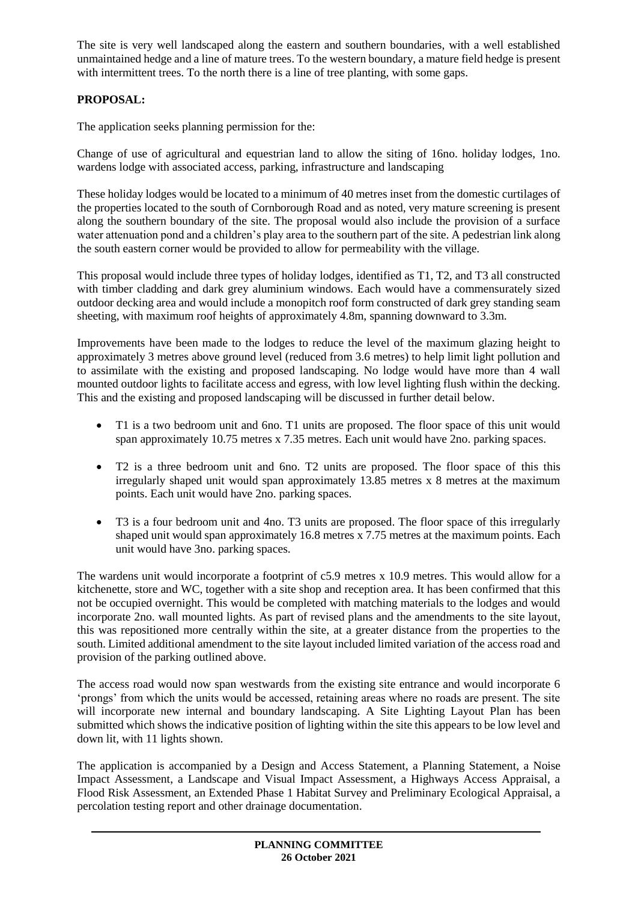The site is very well landscaped along the eastern and southern boundaries, with a well established unmaintained hedge and a line of mature trees. To the western boundary, a mature field hedge is present with intermittent trees. To the north there is a line of tree planting, with some gaps.

**PROPOSAL:**

The application seeks planning permission for the:

Change of use of agricultural and equestrian land to allow the siting of 16no. holiday lodges, 1no. wardens lodge with associated access, parking, infrastructure and landscaping

These holiday lodges would be located to a minimum of 40 metres inset from the domestic curtilages of the properties located to the south of Cornborough Road and as noted, very mature screening is present along the southern boundary of the site. The proposal would also include the provision of a surface water attenuation pond and a children's play area to the southern part of the site. A pedestrian link along the south eastern corner would be provided to allow for permeability with the village.

This proposal would include three types of holiday lodges, identified as T1, T2, and T3 all constructed with timber cladding and dark grey aluminium windows. Each would have a commensurately sized outdoor decking area and would include a monopitch roof form constructed of dark grey standing seam sheeting, with maximum roof heights of approximately 4.8m, spanning downward to 3.3m.

Improvements have been made to the lodges to reduce the level of the maximum glazing height to approximately 3 metres above ground level (reduced from 3.6 metres) to help limit light pollution and to assimilate with the existing and proposed landscaping. No lodge would have more than 4 wall mounted outdoor lights to facilitate access and egress, with low level lighting flush within the decking. This and the existing and proposed landscaping will be discussed in further detail below.

- T1 is a two bedroom unit and 6no. T1 units are proposed. The floor space of this unit would span approximately 10.75 metres x 7.35 metres. Each unit would have 2no. parking spaces.
- T2 is a three bedroom unit and 6no. T2 units are proposed. The floor space of this this irregularly shaped unit would span approximately 13.85 metres x 8 metres at the maximum points. Each unit would have 2no. parking spaces.
- T3 is a four bedroom unit and 4no. T3 units are proposed. The floor space of this irregularly shaped unit would span approximately 16.8 metres x 7.75 metres at the maximum points. Each unit would have 3no. parking spaces.

The wardens unit would incorporate a footprint of c5.9 metres x 10.9 metres. This would allow for a kitchenette, store and WC, together with a site shop and reception area. It has been confirmed that this not be occupied overnight. This would be completed with matching materials to the lodges and would incorporate 2no. wall mounted lights. As part of revised plans and the amendments to the site layout, this was repositioned more centrally within the site, at a greater distance from the properties to the south. Limited additional amendment to the site layout included limited variation of the access road and provision of the parking outlined above.

The access road would now span westwards from the existing site entrance and would incorporate 6 'prongs' from which the units would be accessed, retaining areas where no roads are present. The site will incorporate new internal and boundary landscaping. A Site Lighting Layout Plan has been submitted which shows the indicative position of lighting within the site this appears to be low level and down lit, with 11 lights shown.

The application is accompanied by a Design and Access Statement, a Planning Statement, a Noise Impact Assessment, a Landscape and Visual Impact Assessment, a Highways Access Appraisal, a Flood Risk Assessment, an Extended Phase 1 Habitat Survey and Preliminary Ecological Appraisal, a percolation testing report and other drainage documentation.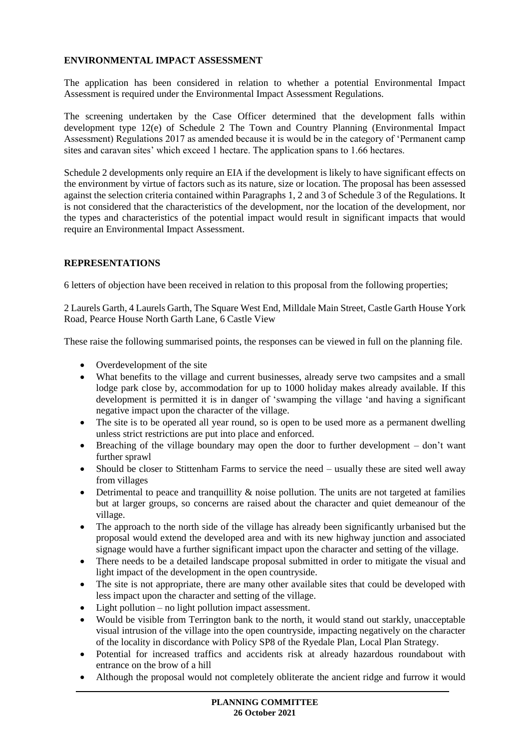**ENVIRONMENTAL IMPACT ASSESSMENT**

The application has been considered in relation to whether a potential Environmental Impact Assessment is required under the Environmental Impact Assessment Regulations.

The screening undertaken by the Case Officer determined that the development falls within development type 12(e) of Schedule 2 The Town and Country Planning (Environmental Impact Assessment) Regulations 2017 as amended because it is would be in the category of 'Permanent camp sites and caravan sites' which exceed 1 hectare. The application spans to 1.66 hectares.

Schedule 2 developments only require an EIA if the development is likely to have significant effects on the environment by virtue of factors such as its nature, size or location. The proposal has been assessed against the selection criteria contained within Paragraphs 1, 2 and 3 of Schedule 3 of the Regulations. It is not considered that the characteristics of the development, nor the location of the development, nor the types and characteristics of the potential impact would result in significant impacts that would require an Environmental Impact Assessment.

**REPRESENTATIONS**

6 letters of objection have been received in relation to this proposal from the following properties;

2 Laurels Garth, 4 Laurels Garth, The Square West End, Milldale Main Street, Castle Garth House York Road, Pearce House North Garth Lane, 6 Castle View

These raise the following summarised points, the responses can be viewed in full on the planning file.

- Overdevelopment of the site
- What benefits to the village and current businesses, already serve two campsites and a small lodge park close by, accommodation for up to 1000 holiday makes already available. If this development is permitted it is in danger of 'swamping the village 'and having a significant negative impact upon the character of the village.
- The site is to be operated all year round, so is open to be used more as a permanent dwelling unless strict restrictions are put into place and enforced.
- Breaching of the village boundary may open the door to further development – don't want further sprawl
- Should be closer to Stittenham Farms to service the need – usually these are sited well away from villages
- Detrimental to peace and tranquillity & noise pollution. The units are not targeted at families but at larger groups, so concerns are raised about the character and quiet demeanour of the village.
- The approach to the north side of the village has already been significantly urbanised but the proposal would extend the developed area and with its new highway junction and associated signage would have a further significant impact upon the character and setting of the village.
- There needs to be a detailed landscape proposal submitted in order to mitigate the visual and light impact of the development in the open countryside.
- The site is not appropriate, there are many other available sites that could be developed with less impact upon the character and setting of the village.
- Light pollution – no light pollution impact assessment.
- Would be visible from Terrington bank to the north, it would stand out starkly, unacceptable visual intrusion of the village into the open countryside, impacting negatively on the character of the locality in discordance with Policy SP8 of the Ryedale Plan, Local Plan Strategy.
- Potential for increased traffics and accidents risk at already hazardous roundabout with entrance on the brow of a hill
- Although the proposal would not completely obliterate the ancient ridge and furrow it would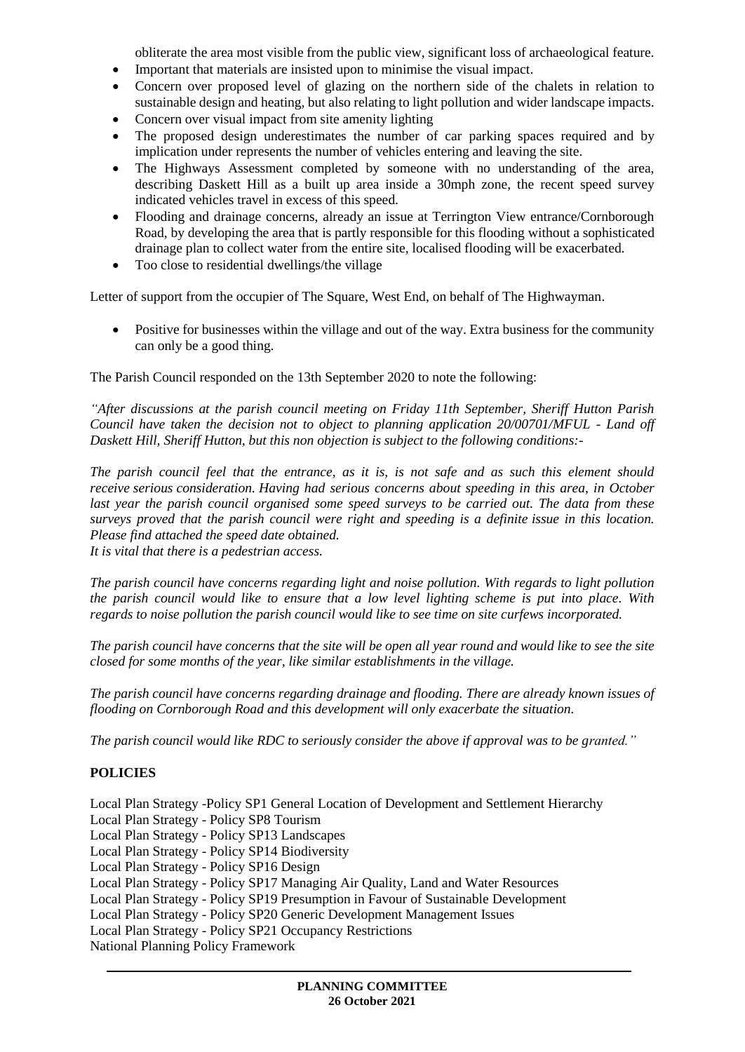obliterate the area most visible from the public view, significant loss of archaeological feature.

- Important that materials are insisted upon to minimise the visual impact.
- Concern over proposed level of glazing on the northern side of the chalets in relation to sustainable design and heating, but also relating to light pollution and wider landscape impacts.
- Concern over visual impact from site amenity lighting
- The proposed design underestimates the number of car parking spaces required and by implication under represents the number of vehicles entering and leaving the site.
- The Highways Assessment completed by someone with no understanding of the area, describing Daskett Hill as a built up area inside a 30mph zone, the recent speed survey indicated vehicles travel in excess of this speed.
- Flooding and drainage concerns, already an issue at Terrington View entrance/Cornborough Road, by developing the area that is partly responsible for this flooding without a sophisticated drainage plan to collect water from the entire site, localised flooding will be exacerbated.
- Too close to residential dwellings/the village

Letter of support from the occupier of The Square, West End, on behalf of The Highwayman.

- Positive for businesses within the village and out of the way. Extra business for the community can only be a good thing.

The Parish Council responded on the 13th September 2020 to note the following:

*"After discussions at the parish council meeting on Friday 11th September, Sheriff Hutton Parish Council have taken the decision not to object to planning application 20/00701/MFUL - Land off Daskett Hill, Sheriff Hutton, but this non objection is subject to the following conditions:-*

*The parish council feel that the entrance, as it is, is not safe and as such this element should receive serious consideration. Having had serious concerns about speeding in this area, in October last year the parish council organised some speed surveys to be carried out. The data from these surveys proved that the parish council were right and speeding is a definite issue in this location. Please find attached the speed date obtained.*
*It is vital that there is a pedestrian access.*

*The parish council have concerns regarding light and noise pollution. With regards to light pollution the parish council would like to ensure that a low level lighting scheme is put into place. With regards to noise pollution the parish council would like to see time on site curfews incorporated.*

*The parish council have concerns that the site will be open all year round and would like to see the site closed for some months of the year, like similar establishments in the village.*

*The parish council have concerns regarding drainage and flooding. There are already known issues of flooding on Cornborough Road and this development will only exacerbate the situation.*

*The parish council would like RDC to seriously consider the above if approval was to be granted."*

## POLICIES

Local Plan Strategy -Policy SP1 General Location of Development and Settlement Hierarchy
Local Plan Strategy - Policy SP8 Tourism
Local Plan Strategy - Policy SP13 Landscapes
Local Plan Strategy - Policy SP14 Biodiversity
Local Plan Strategy - Policy SP16 Design
Local Plan Strategy - Policy SP17 Managing Air Quality, Land and Water Resources
Local Plan Strategy - Policy SP19 Presumption in Favour of Sustainable Development
Local Plan Strategy - Policy SP20 Generic Development Management Issues
Local Plan Strategy - Policy SP21 Occupancy Restrictions
National Planning Policy Framework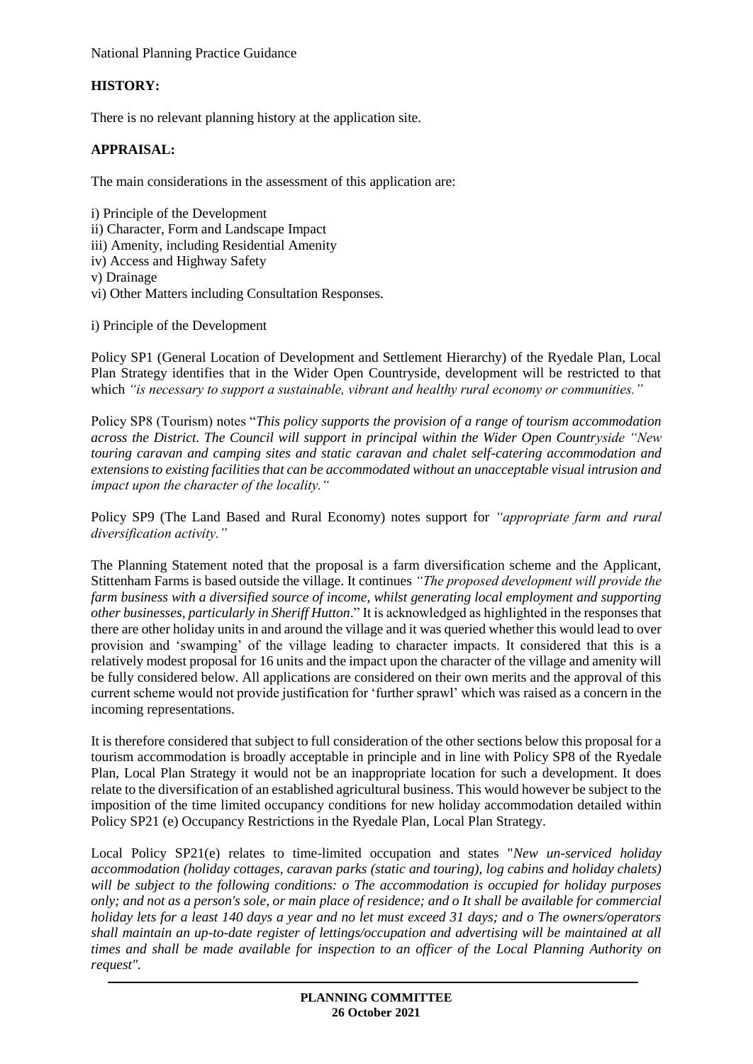National Planning Practice Guidance

**HISTORY:**

There is no relevant planning history at the application site.

**APPRAISAL:**

The main considerations in the assessment of this application are:

i) Principle of the Development
ii) Character, Form and Landscape Impact
iii) Amenity, including Residential Amenity
iv) Access and Highway Safety
v) Drainage
vi) Other Matters including Consultation Responses.

i) Principle of the Development

Policy SP1 (General Location of Development and Settlement Hierarchy) of the Ryedale Plan, Local Plan Strategy identifies that in the Wider Open Countryside, development will be restricted to that which *"is necessary to support a sustainable, vibrant and healthy rural economy or communities."*

Policy SP8 (Tourism) notes "*This policy supports the provision of a range of tourism accommodation across the District. The Council will support in principal within the Wider Open Countryside "New touring caravan and camping sites and static caravan and chalet self-catering accommodation and extensions to existing facilities that can be accommodated without an unacceptable visual intrusion and impact upon the character of the locality."*

Policy SP9 (The Land Based and Rural Economy) notes support for *"appropriate farm and rural diversification activity."*

The Planning Statement noted that the proposal is a farm diversification scheme and the Applicant, Stittenham Farms is based outside the village. It continues *"The proposed development will provide the farm business with a diversified source of income, whilst generating local employment and supporting other businesses, particularly in Sheriff Hutton*." It is acknowledged as highlighted in the responses that there are other holiday units in and around the village and it was queried whether this would lead to over provision and 'swamping' of the village leading to character impacts. It considered that this is a relatively modest proposal for 16 units and the impact upon the character of the village and amenity will be fully considered below. All applications are considered on their own merits and the approval of this current scheme would not provide justification for 'further sprawl' which was raised as a concern in the incoming representations.

It is therefore considered that subject to full consideration of the other sections below this proposal for a tourism accommodation is broadly acceptable in principle and in line with Policy SP8 of the Ryedale Plan, Local Plan Strategy it would not be an inappropriate location for such a development. It does relate to the diversification of an established agricultural business. This would however be subject to the imposition of the time limited occupancy conditions for new holiday accommodation detailed within Policy SP21 (e) Occupancy Restrictions in the Ryedale Plan, Local Plan Strategy.

Local Policy SP21(e) relates to time-limited occupation and states "*New un-serviced holiday accommodation (holiday cottages, caravan parks (static and touring), log cabins and holiday chalets) will be subject to the following conditions: o The accommodation is occupied for holiday purposes only; and not as a person's sole, or main place of residence; and o It shall be available for commercial holiday lets for a least 140 days a year and no let must exceed 31 days; and o The owners/operators shall maintain an up-to-date register of lettings/occupation and advertising will be maintained at all times and shall be made available for inspection to an officer of the Local Planning Authority on request".*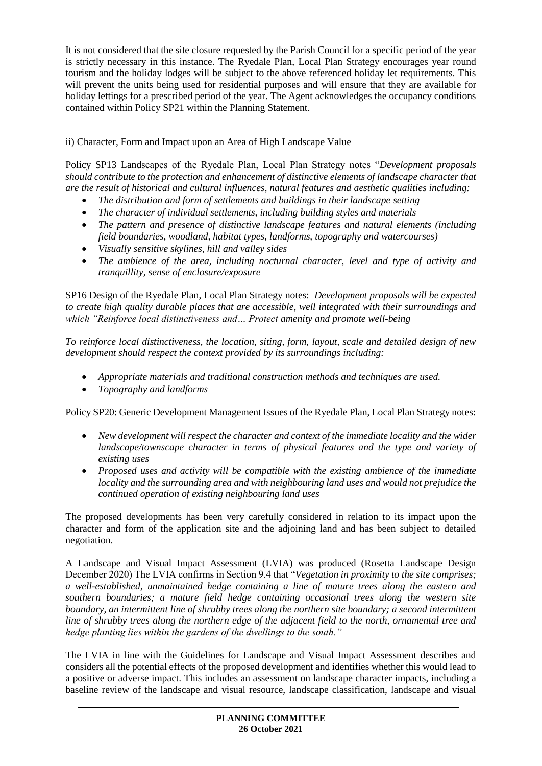It is not considered that the site closure requested by the Parish Council for a specific period of the year is strictly necessary in this instance. The Ryedale Plan, Local Plan Strategy encourages year round tourism and the holiday lodges will be subject to the above referenced holiday let requirements. This will prevent the units being used for residential purposes and will ensure that they are available for holiday lettings for a prescribed period of the year. The Agent acknowledges the occupancy conditions contained within Policy SP21 within the Planning Statement.

ii) Character, Form and Impact upon an Area of High Landscape Value

Policy SP13 Landscapes of the Ryedale Plan, Local Plan Strategy notes "*Development proposals should contribute to the protection and enhancement of distinctive elements of landscape character that are the result of historical and cultural influences, natural features and aesthetic qualities including:*

- *The distribution and form of settlements and buildings in their landscape setting*
- *The character of individual settlements, including building styles and materials*
- *The pattern and presence of distinctive landscape features and natural elements (including field boundaries, woodland, habitat types, landforms, topography and watercourses)*
- *Visually sensitive skylines, hill and valley sides*
- *The ambience of the area, including nocturnal character, level and type of activity and tranquillity, sense of enclosure/exposure*

SP16 Design of the Ryedale Plan, Local Plan Strategy notes: *Development proposals will be expected to create high quality durable places that are accessible, well integrated with their surroundings and which "Reinforce local distinctiveness and… Protect amenity and promote well-being*

*To reinforce local distinctiveness, the location, siting, form, layout, scale and detailed design of new development should respect the context provided by its surroundings including:*

- *Appropriate materials and traditional construction methods and techniques are used.*
- *Topography and landforms*

Policy SP20: Generic Development Management Issues of the Ryedale Plan, Local Plan Strategy notes:

- *New development will respect the character and context of the immediate locality and the wider landscape/townscape character in terms of physical features and the type and variety of existing uses*
- *Proposed uses and activity will be compatible with the existing ambience of the immediate locality and the surrounding area and with neighbouring land uses and would not prejudice the continued operation of existing neighbouring land uses*

The proposed developments has been very carefully considered in relation to its impact upon the character and form of the application site and the adjoining land and has been subject to detailed negotiation.

A Landscape and Visual Impact Assessment (LVIA) was produced (Rosetta Landscape Design December 2020) The LVIA confirms in Section 9.4 that "*Vegetation in proximity to the site comprises; a well-established, unmaintained hedge containing a line of mature trees along the eastern and southern boundaries; a mature field hedge containing occasional trees along the western site boundary, an intermittent line of shrubby trees along the northern site boundary; a second intermittent line of shrubby trees along the northern edge of the adjacent field to the north, ornamental tree and hedge planting lies within the gardens of the dwellings to the south."*

The LVIA in line with the Guidelines for Landscape and Visual Impact Assessment describes and considers all the potential effects of the proposed development and identifies whether this would lead to a positive or adverse impact. This includes an assessment on landscape character impacts, including a baseline review of the landscape and visual resource, landscape classification, landscape and visual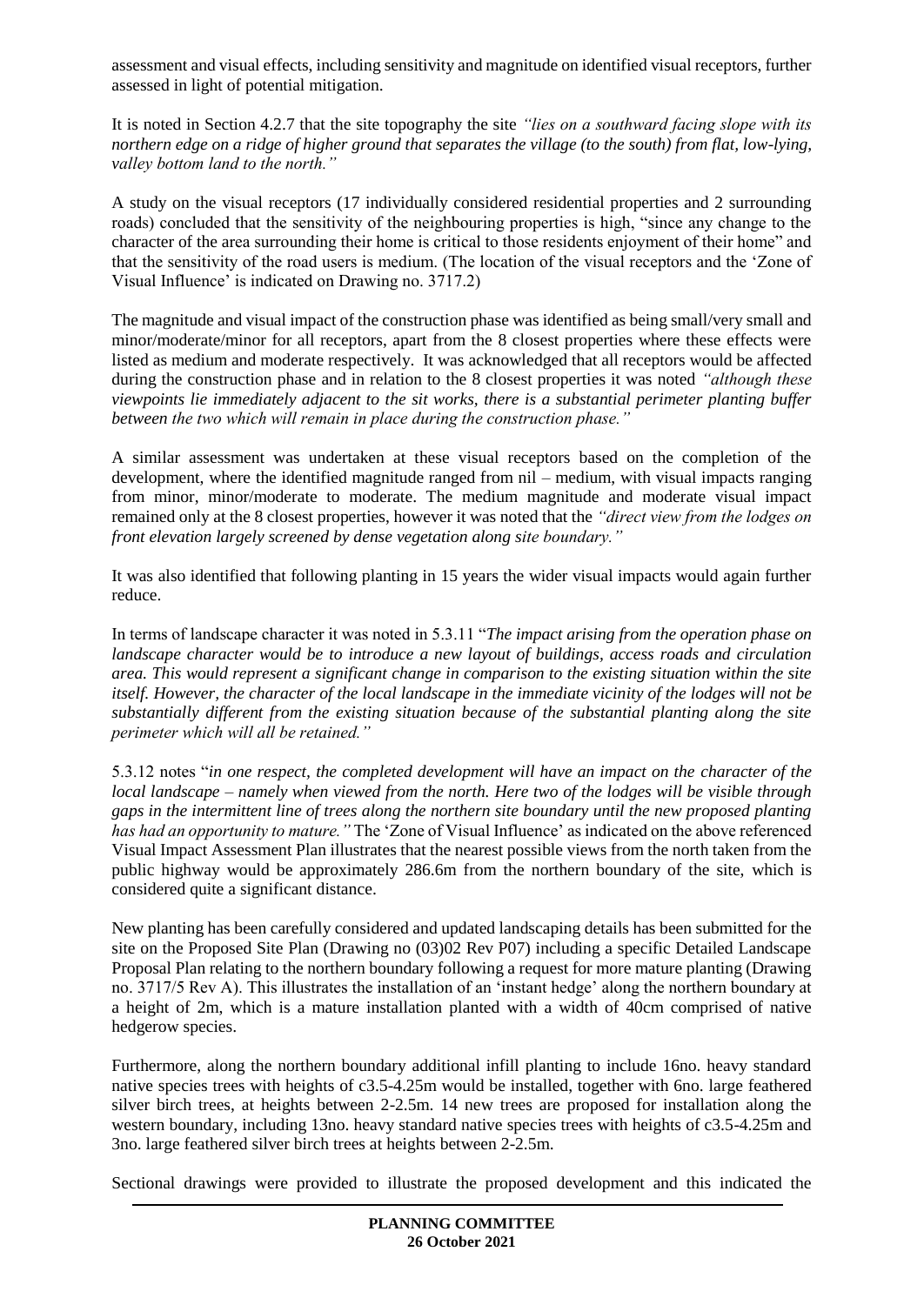assessment and visual effects, including sensitivity and magnitude on identified visual receptors, further assessed in light of potential mitigation.

It is noted in Section 4.2.7 that the site topography the site *"lies on a southward facing slope with its northern edge on a ridge of higher ground that separates the village (to the south) from flat, low-lying, valley bottom land to the north."*

A study on the visual receptors (17 individually considered residential properties and 2 surrounding roads) concluded that the sensitivity of the neighbouring properties is high, "since any change to the character of the area surrounding their home is critical to those residents enjoyment of their home" and that the sensitivity of the road users is medium. (The location of the visual receptors and the 'Zone of Visual Influence' is indicated on Drawing no. 3717.2)

The magnitude and visual impact of the construction phase was identified as being small/very small and minor/moderate/minor for all receptors, apart from the 8 closest properties where these effects were listed as medium and moderate respectively. It was acknowledged that all receptors would be affected during the construction phase and in relation to the 8 closest properties it was noted *"although these viewpoints lie immediately adjacent to the sit works, there is a substantial perimeter planting buffer between the two which will remain in place during the construction phase."*

A similar assessment was undertaken at these visual receptors based on the completion of the development, where the identified magnitude ranged from nil – medium, with visual impacts ranging from minor, minor/moderate to moderate. The medium magnitude and moderate visual impact remained only at the 8 closest properties, however it was noted that the *"direct view from the lodges on front elevation largely screened by dense vegetation along site boundary."*

It was also identified that following planting in 15 years the wider visual impacts would again further reduce.

In terms of landscape character it was noted in 5.3.11 "*The impact arising from the operation phase on landscape character would be to introduce a new layout of buildings, access roads and circulation area. This would represent a significant change in comparison to the existing situation within the site itself. However, the character of the local landscape in the immediate vicinity of the lodges will not be substantially different from the existing situation because of the substantial planting along the site perimeter which will all be retained."*

5.3.12 notes "*in one respect, the completed development will have an impact on the character of the local landscape – namely when viewed from the north. Here two of the lodges will be visible through gaps in the intermittent line of trees along the northern site boundary until the new proposed planting has had an opportunity to mature."* The 'Zone of Visual Influence' as indicated on the above referenced Visual Impact Assessment Plan illustrates that the nearest possible views from the north taken from the public highway would be approximately 286.6m from the northern boundary of the site, which is considered quite a significant distance.

New planting has been carefully considered and updated landscaping details has been submitted for the site on the Proposed Site Plan (Drawing no (03)02 Rev P07) including a specific Detailed Landscape Proposal Plan relating to the northern boundary following a request for more mature planting (Drawing no. 3717/5 Rev A). This illustrates the installation of an 'instant hedge' along the northern boundary at a height of 2m, which is a mature installation planted with a width of 40cm comprised of native hedgerow species.

Furthermore, along the northern boundary additional infill planting to include 16no. heavy standard native species trees with heights of c3.5-4.25m would be installed, together with 6no. large feathered silver birch trees, at heights between 2-2.5m. 14 new trees are proposed for installation along the western boundary, including 13no. heavy standard native species trees with heights of c3.5-4.25m and 3no. large feathered silver birch trees at heights between 2-2.5m.

Sectional drawings were provided to illustrate the proposed development and this indicated the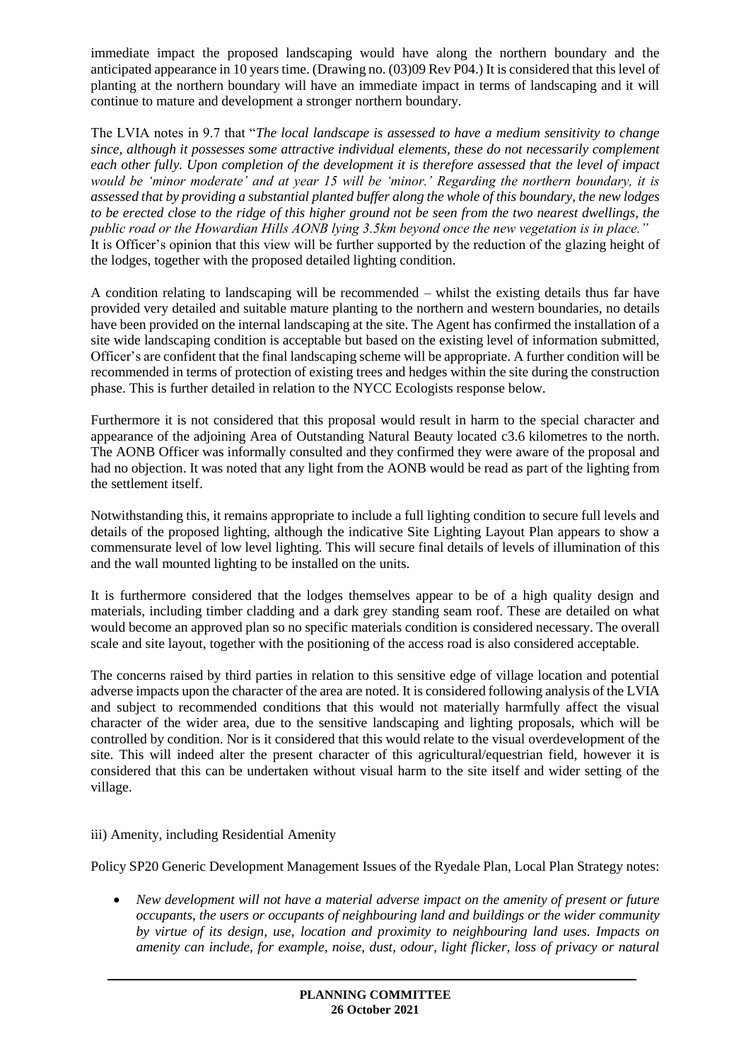immediate impact the proposed landscaping would have along the northern boundary and the anticipated appearance in 10 years time. (Drawing no. (03)09 Rev P04.) It is considered that this level of planting at the northern boundary will have an immediate impact in terms of landscaping and it will continue to mature and development a stronger northern boundary.

The LVIA notes in 9.7 that "*The local landscape is assessed to have a medium sensitivity to change since, although it possesses some attractive individual elements, these do not necessarily complement each other fully. Upon completion of the development it is therefore assessed that the level of impact would be 'minor moderate' and at year 15 will be 'minor.' Regarding the northern boundary, it is assessed that by providing a substantial planted buffer along the whole of this boundary, the new lodges to be erected close to the ridge of this higher ground not be seen from the two nearest dwellings, the public road or the Howardian Hills AONB lying 3.5km beyond once the new vegetation is in place.*"
It is Officer's opinion that this view will be further supported by the reduction of the glazing height of the lodges, together with the proposed detailed lighting condition.

A condition relating to landscaping will be recommended – whilst the existing details thus far have provided very detailed and suitable mature planting to the northern and western boundaries, no details have been provided on the internal landscaping at the site. The Agent has confirmed the installation of a site wide landscaping condition is acceptable but based on the existing level of information submitted, Officer's are confident that the final landscaping scheme will be appropriate. A further condition will be recommended in terms of protection of existing trees and hedges within the site during the construction phase. This is further detailed in relation to the NYCC Ecologists response below.

Furthermore it is not considered that this proposal would result in harm to the special character and appearance of the adjoining Area of Outstanding Natural Beauty located c3.6 kilometres to the north. The AONB Officer was informally consulted and they confirmed they were aware of the proposal and had no objection. It was noted that any light from the AONB would be read as part of the lighting from the settlement itself.

Notwithstanding this, it remains appropriate to include a full lighting condition to secure full levels and details of the proposed lighting, although the indicative Site Lighting Layout Plan appears to show a commensurate level of low level lighting. This will secure final details of levels of illumination of this and the wall mounted lighting to be installed on the units.

It is furthermore considered that the lodges themselves appear to be of a high quality design and materials, including timber cladding and a dark grey standing seam roof. These are detailed on what would become an approved plan so no specific materials condition is considered necessary. The overall scale and site layout, together with the positioning of the access road is also considered acceptable.

The concerns raised by third parties in relation to this sensitive edge of village location and potential adverse impacts upon the character of the area are noted. It is considered following analysis of the LVIA and subject to recommended conditions that this would not materially harmfully affect the visual character of the wider area, due to the sensitive landscaping and lighting proposals, which will be controlled by condition. Nor is it considered that this would relate to the visual overdevelopment of the site. This will indeed alter the present character of this agricultural/equestrian field, however it is considered that this can be undertaken without visual harm to the site itself and wider setting of the village.

iii) Amenity, including Residential Amenity

Policy SP20 Generic Development Management Issues of the Ryedale Plan, Local Plan Strategy notes:

- *New development will not have a material adverse impact on the amenity of present or future occupants, the users or occupants of neighbouring land and buildings or the wider community by virtue of its design, use, location and proximity to neighbouring land uses. Impacts on amenity can include, for example, noise, dust, odour, light flicker, loss of privacy or natural*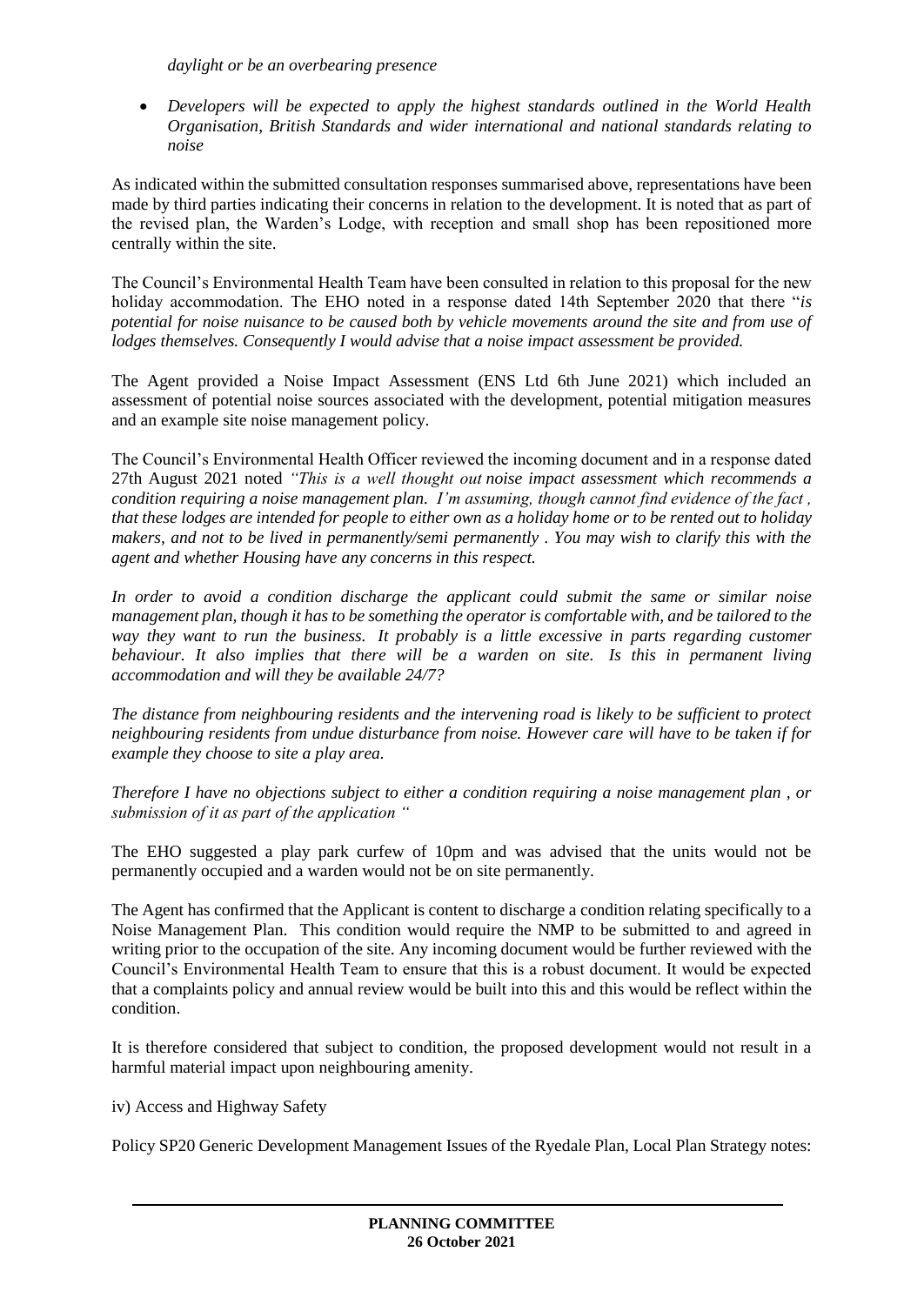*daylight or be an overbearing presence*

- *Developers will be expected to apply the highest standards outlined in the World Health Organisation, British Standards and wider international and national standards relating to noise*

As indicated within the submitted consultation responses summarised above, representations have been made by third parties indicating their concerns in relation to the development. It is noted that as part of the revised plan, the Warden's Lodge, with reception and small shop has been repositioned more centrally within the site.

The Council's Environmental Health Team have been consulted in relation to this proposal for the new holiday accommodation. The EHO noted in a response dated 14th September 2020 that there "*is potential for noise nuisance to be caused both by vehicle movements around the site and from use of lodges themselves. Consequently I would advise that a noise impact assessment be provided.*

The Agent provided a Noise Impact Assessment (ENS Ltd 6th June 2021) which included an assessment of potential noise sources associated with the development, potential mitigation measures and an example site noise management policy.

The Council's Environmental Health Officer reviewed the incoming document and in a response dated 27th August 2021 noted *"This is a well thought out noise impact assessment which recommends a condition requiring a noise management plan. I'm assuming, though cannot find evidence of the fact , that these lodges are intended for people to either own as a holiday home or to be rented out to holiday makers, and not to be lived in permanently/semi permanently . You may wish to clarify this with the agent and whether Housing have any concerns in this respect.*

*In order to avoid a condition discharge the applicant could submit the same or similar noise management plan, though it has to be something the operator is comfortable with, and be tailored to the way they want to run the business. It probably is a little excessive in parts regarding customer behaviour. It also implies that there will be a warden on site. Is this in permanent living accommodation and will they be available 24/7?*

*The distance from neighbouring residents and the intervening road is likely to be sufficient to protect neighbouring residents from undue disturbance from noise. However care will have to be taken if for example they choose to site a play area.*

*Therefore I have no objections subject to either a condition requiring a noise management plan , or submission of it as part of the application "*

The EHO suggested a play park curfew of 10pm and was advised that the units would not be permanently occupied and a warden would not be on site permanently.

The Agent has confirmed that the Applicant is content to discharge a condition relating specifically to a Noise Management Plan. This condition would require the NMP to be submitted to and agreed in writing prior to the occupation of the site. Any incoming document would be further reviewed with the Council's Environmental Health Team to ensure that this is a robust document. It would be expected that a complaints policy and annual review would be built into this and this would be reflect within the condition.

It is therefore considered that subject to condition, the proposed development would not result in a harmful material impact upon neighbouring amenity.

iv) Access and Highway Safety

Policy SP20 Generic Development Management Issues of the Ryedale Plan, Local Plan Strategy notes: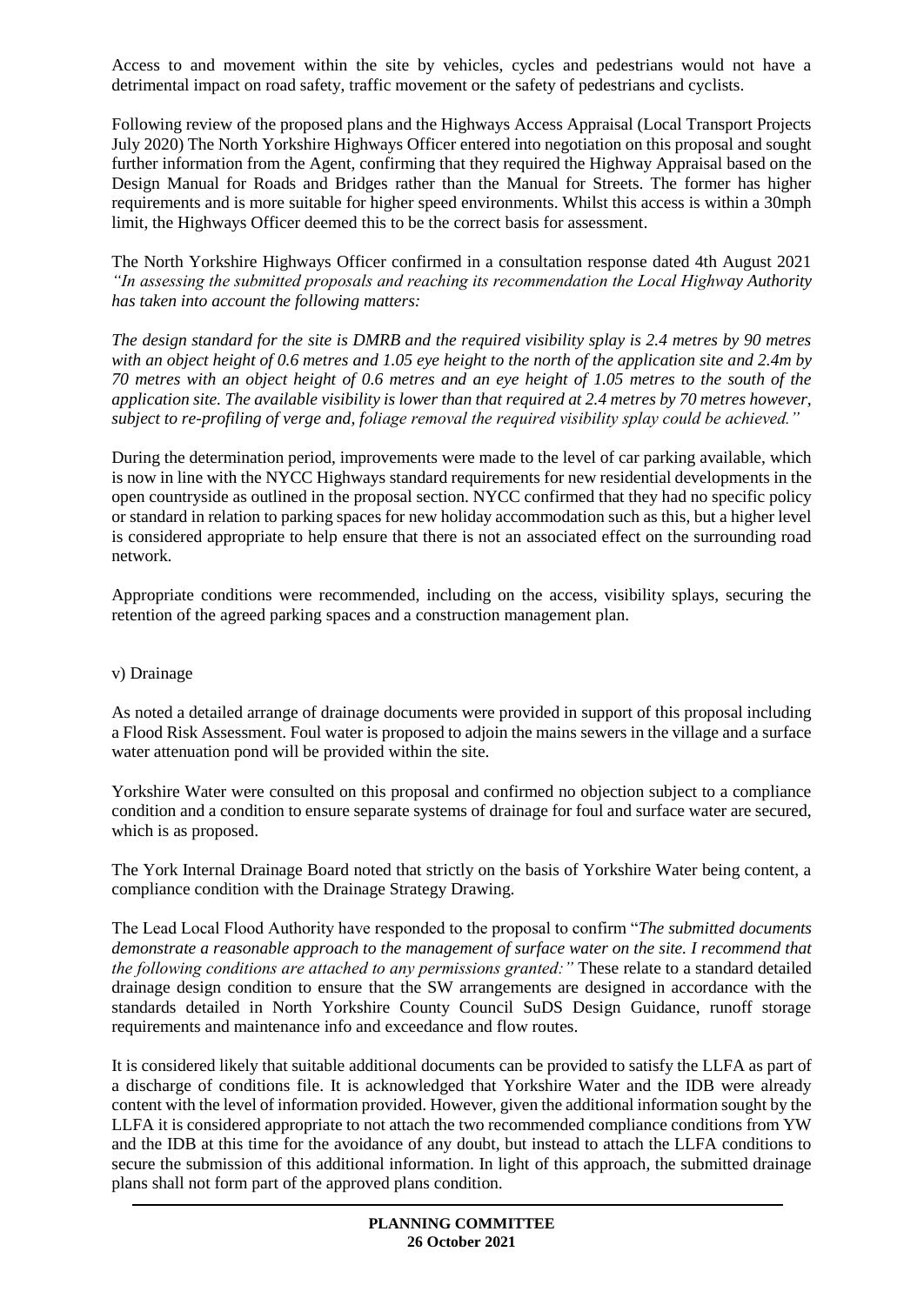Access to and movement within the site by vehicles, cycles and pedestrians would not have a detrimental impact on road safety, traffic movement or the safety of pedestrians and cyclists.

Following review of the proposed plans and the Highways Access Appraisal (Local Transport Projects July 2020) The North Yorkshire Highways Officer entered into negotiation on this proposal and sought further information from the Agent, confirming that they required the Highway Appraisal based on the Design Manual for Roads and Bridges rather than the Manual for Streets. The former has higher requirements and is more suitable for higher speed environments. Whilst this access is within a 30mph limit, the Highways Officer deemed this to be the correct basis for assessment.

The North Yorkshire Highways Officer confirmed in a consultation response dated 4th August 2021 *"In assessing the submitted proposals and reaching its recommendation the Local Highway Authority has taken into account the following matters:*

*The design standard for the site is DMRB and the required visibility splay is 2.4 metres by 90 metres with an object height of 0.6 metres and 1.05 eye height to the north of the application site and 2.4m by 70 metres with an object height of 0.6 metres and an eye height of 1.05 metres to the south of the application site. The available visibility is lower than that required at 2.4 metres by 70 metres however, subject to re-profiling of verge and, foliage removal the required visibility splay could be achieved."*

During the determination period, improvements were made to the level of car parking available, which is now in line with the NYCC Highways standard requirements for new residential developments in the open countryside as outlined in the proposal section. NYCC confirmed that they had no specific policy or standard in relation to parking spaces for new holiday accommodation such as this, but a higher level is considered appropriate to help ensure that there is not an associated effect on the surrounding road network.

Appropriate conditions were recommended, including on the access, visibility splays, securing the retention of the agreed parking spaces and a construction management plan.

v) Drainage

As noted a detailed arrange of drainage documents were provided in support of this proposal including a Flood Risk Assessment. Foul water is proposed to adjoin the mains sewers in the village and a surface water attenuation pond will be provided within the site.

Yorkshire Water were consulted on this proposal and confirmed no objection subject to a compliance condition and a condition to ensure separate systems of drainage for foul and surface water are secured, which is as proposed.

The York Internal Drainage Board noted that strictly on the basis of Yorkshire Water being content, a compliance condition with the Drainage Strategy Drawing.

The Lead Local Flood Authority have responded to the proposal to confirm "*The submitted documents demonstrate a reasonable approach to the management of surface water on the site. I recommend that the following conditions are attached to any permissions granted:"* These relate to a standard detailed drainage design condition to ensure that the SW arrangements are designed in accordance with the standards detailed in North Yorkshire County Council SuDS Design Guidance, runoff storage requirements and maintenance info and exceedance and flow routes.

It is considered likely that suitable additional documents can be provided to satisfy the LLFA as part of a discharge of conditions file. It is acknowledged that Yorkshire Water and the IDB were already content with the level of information provided. However, given the additional information sought by the LLFA it is considered appropriate to not attach the two recommended compliance conditions from YW and the IDB at this time for the avoidance of any doubt, but instead to attach the LLFA conditions to secure the submission of this additional information. In light of this approach, the submitted drainage plans shall not form part of the approved plans condition.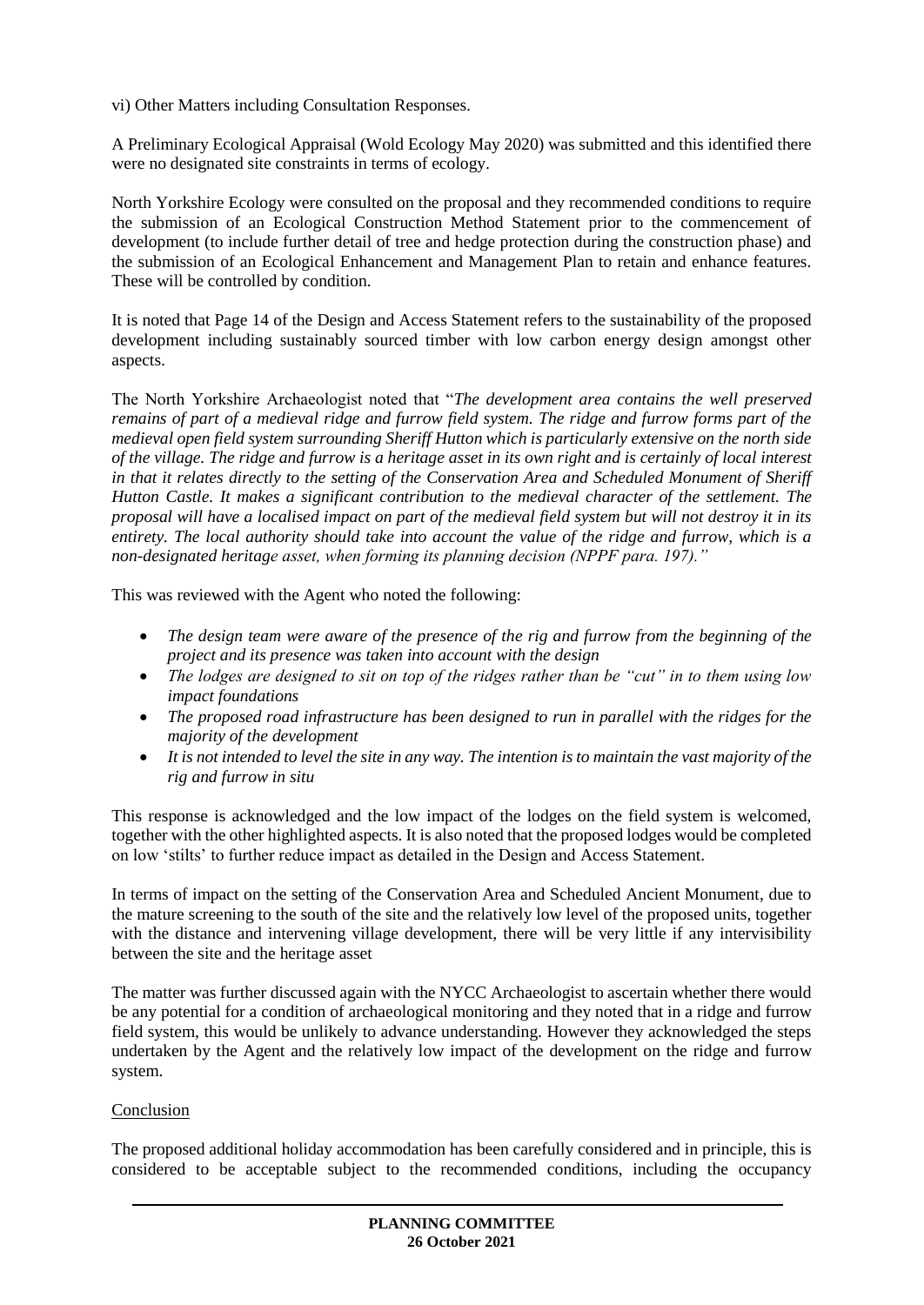vi) Other Matters including Consultation Responses.

A Preliminary Ecological Appraisal (Wold Ecology May 2020) was submitted and this identified there were no designated site constraints in terms of ecology.

North Yorkshire Ecology were consulted on the proposal and they recommended conditions to require the submission of an Ecological Construction Method Statement prior to the commencement of development (to include further detail of tree and hedge protection during the construction phase) and the submission of an Ecological Enhancement and Management Plan to retain and enhance features. These will be controlled by condition.

It is noted that Page 14 of the Design and Access Statement refers to the sustainability of the proposed development including sustainably sourced timber with low carbon energy design amongst other aspects.

The North Yorkshire Archaeologist noted that "*The development area contains the well preserved remains of part of a medieval ridge and furrow field system. The ridge and furrow forms part of the medieval open field system surrounding Sheriff Hutton which is particularly extensive on the north side of the village. The ridge and furrow is a heritage asset in its own right and is certainly of local interest in that it relates directly to the setting of the Conservation Area and Scheduled Monument of Sheriff Hutton Castle. It makes a significant contribution to the medieval character of the settlement. The proposal will have a localised impact on part of the medieval field system but will not destroy it in its entirety. The local authority should take into account the value of the ridge and furrow, which is a non-designated heritage asset, when forming its planning decision (NPPF para. 197).*"

This was reviewed with the Agent who noted the following:

- *The design team were aware of the presence of the rig and furrow from the beginning of the project and its presence was taken into account with the design*
- *The lodges are designed to sit on top of the ridges rather than be "cut" in to them using low impact foundations*
- *The proposed road infrastructure has been designed to run in parallel with the ridges for the majority of the development*
- *It is not intended to level the site in any way. The intention is to maintain the vast majority of the rig and furrow in situ*

This response is acknowledged and the low impact of the lodges on the field system is welcomed, together with the other highlighted aspects. It is also noted that the proposed lodges would be completed on low 'stilts' to further reduce impact as detailed in the Design and Access Statement.

In terms of impact on the setting of the Conservation Area and Scheduled Ancient Monument, due to the mature screening to the south of the site and the relatively low level of the proposed units, together with the distance and intervening village development, there will be very little if any intervisibility between the site and the heritage asset

The matter was further discussed again with the NYCC Archaeologist to ascertain whether there would be any potential for a condition of archaeological monitoring and they noted that in a ridge and furrow field system, this would be unlikely to advance understanding. However they acknowledged the steps undertaken by the Agent and the relatively low impact of the development on the ridge and furrow system.

Conclusion

The proposed additional holiday accommodation has been carefully considered and in principle, this is considered to be acceptable subject to the recommended conditions, including the occupancy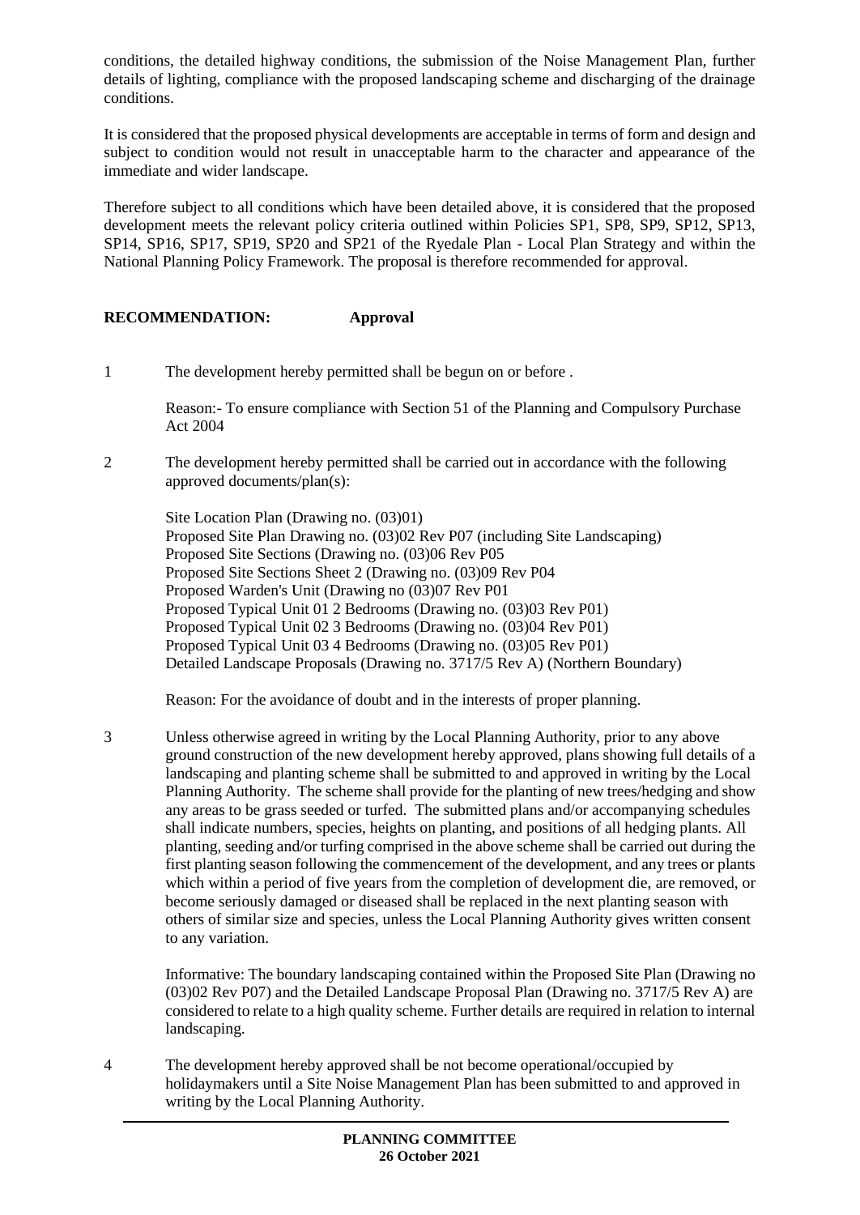conditions, the detailed highway conditions, the submission of the Noise Management Plan, further details of lighting, compliance with the proposed landscaping scheme and discharging of the drainage conditions.

It is considered that the proposed physical developments are acceptable in terms of form and design and subject to condition would not result in unacceptable harm to the character and appearance of the immediate and wider landscape.

Therefore subject to all conditions which have been detailed above, it is considered that the proposed development meets the relevant policy criteria outlined within Policies SP1, SP8, SP9, SP12, SP13, SP14, SP16, SP17, SP19, SP20 and SP21 of the Ryedale Plan - Local Plan Strategy and within the National Planning Policy Framework. The proposal is therefore recommended for approval.

**RECOMMENDATION: Approval**

1 The development hereby permitted shall be begun on or before .

Reason:- To ensure compliance with Section 51 of the Planning and Compulsory Purchase Act 2004

2 The development hereby permitted shall be carried out in accordance with the following approved documents/plan(s):

Site Location Plan (Drawing no. (03)01)
Proposed Site Plan Drawing no. (03)02 Rev P07 (including Site Landscaping)
Proposed Site Sections (Drawing no. (03)06 Rev P05
Proposed Site Sections Sheet 2 (Drawing no. (03)09 Rev P04
Proposed Warden's Unit (Drawing no (03)07 Rev P01
Proposed Typical Unit 01 2 Bedrooms (Drawing no. (03)03 Rev P01)
Proposed Typical Unit 02 3 Bedrooms (Drawing no. (03)04 Rev P01)
Proposed Typical Unit 03 4 Bedrooms (Drawing no. (03)05 Rev P01)
Detailed Landscape Proposals (Drawing no. 3717/5 Rev A) (Northern Boundary)

Reason: For the avoidance of doubt and in the interests of proper planning.

3 Unless otherwise agreed in writing by the Local Planning Authority, prior to any above ground construction of the new development hereby approved, plans showing full details of a landscaping and planting scheme shall be submitted to and approved in writing by the Local Planning Authority. The scheme shall provide for the planting of new trees/hedging and show any areas to be grass seeded or turfed. The submitted plans and/or accompanying schedules shall indicate numbers, species, heights on planting, and positions of all hedging plants. All planting, seeding and/or turfing comprised in the above scheme shall be carried out during the first planting season following the commencement of the development, and any trees or plants which within a period of five years from the completion of development die, are removed, or become seriously damaged or diseased shall be replaced in the next planting season with others of similar size and species, unless the Local Planning Authority gives written consent to any variation.

Informative: The boundary landscaping contained within the Proposed Site Plan (Drawing no (03)02 Rev P07) and the Detailed Landscape Proposal Plan (Drawing no. 3717/5 Rev A) are considered to relate to a high quality scheme. Further details are required in relation to internal landscaping.

4 The development hereby approved shall be not become operational/occupied by holidaymakers until a Site Noise Management Plan has been submitted to and approved in writing by the Local Planning Authority.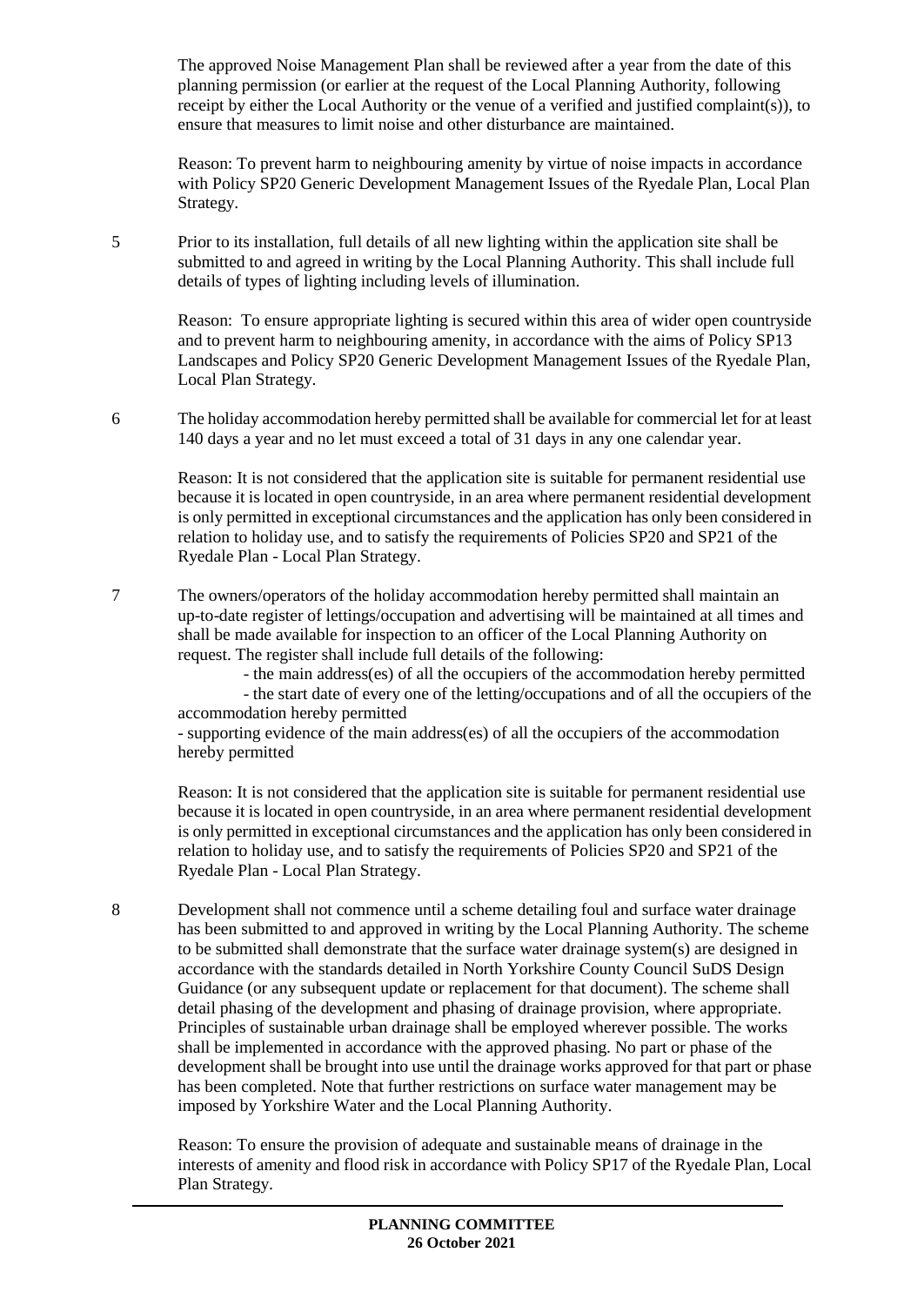The approved Noise Management Plan shall be reviewed after a year from the date of this planning permission (or earlier at the request of the Local Planning Authority, following receipt by either the Local Authority or the venue of a verified and justified complaint(s)), to ensure that measures to limit noise and other disturbance are maintained.

Reason: To prevent harm to neighbouring amenity by virtue of noise impacts in accordance with Policy SP20 Generic Development Management Issues of the Ryedale Plan, Local Plan Strategy.

5 Prior to its installation, full details of all new lighting within the application site shall be submitted to and agreed in writing by the Local Planning Authority. This shall include full details of types of lighting including levels of illumination.

Reason: To ensure appropriate lighting is secured within this area of wider open countryside and to prevent harm to neighbouring amenity, in accordance with the aims of Policy SP13 Landscapes and Policy SP20 Generic Development Management Issues of the Ryedale Plan, Local Plan Strategy.

6 The holiday accommodation hereby permitted shall be available for commercial let for at least 140 days a year and no let must exceed a total of 31 days in any one calendar year.

Reason: It is not considered that the application site is suitable for permanent residential use because it is located in open countryside, in an area where permanent residential development is only permitted in exceptional circumstances and the application has only been considered in relation to holiday use, and to satisfy the requirements of Policies SP20 and SP21 of the Ryedale Plan - Local Plan Strategy.

7 The owners/operators of the holiday accommodation hereby permitted shall maintain an up-to-date register of lettings/occupation and advertising will be maintained at all times and shall be made available for inspection to an officer of the Local Planning Authority on request. The register shall include full details of the following:

- the main address(es) of all the occupiers of the accommodation hereby permitted
- the start date of every one of the letting/occupations and of all the occupiers of the accommodation hereby permitted
- supporting evidence of the main address(es) of all the occupiers of the accommodation hereby permitted

Reason: It is not considered that the application site is suitable for permanent residential use because it is located in open countryside, in an area where permanent residential development is only permitted in exceptional circumstances and the application has only been considered in relation to holiday use, and to satisfy the requirements of Policies SP20 and SP21 of the Ryedale Plan - Local Plan Strategy.

8 Development shall not commence until a scheme detailing foul and surface water drainage has been submitted to and approved in writing by the Local Planning Authority. The scheme to be submitted shall demonstrate that the surface water drainage system(s) are designed in accordance with the standards detailed in North Yorkshire County Council SuDS Design Guidance (or any subsequent update or replacement for that document). The scheme shall detail phasing of the development and phasing of drainage provision, where appropriate. Principles of sustainable urban drainage shall be employed wherever possible. The works shall be implemented in accordance with the approved phasing. No part or phase of the development shall be brought into use until the drainage works approved for that part or phase has been completed. Note that further restrictions on surface water management may be imposed by Yorkshire Water and the Local Planning Authority.

Reason: To ensure the provision of adequate and sustainable means of drainage in the interests of amenity and flood risk in accordance with Policy SP17 of the Ryedale Plan, Local Plan Strategy.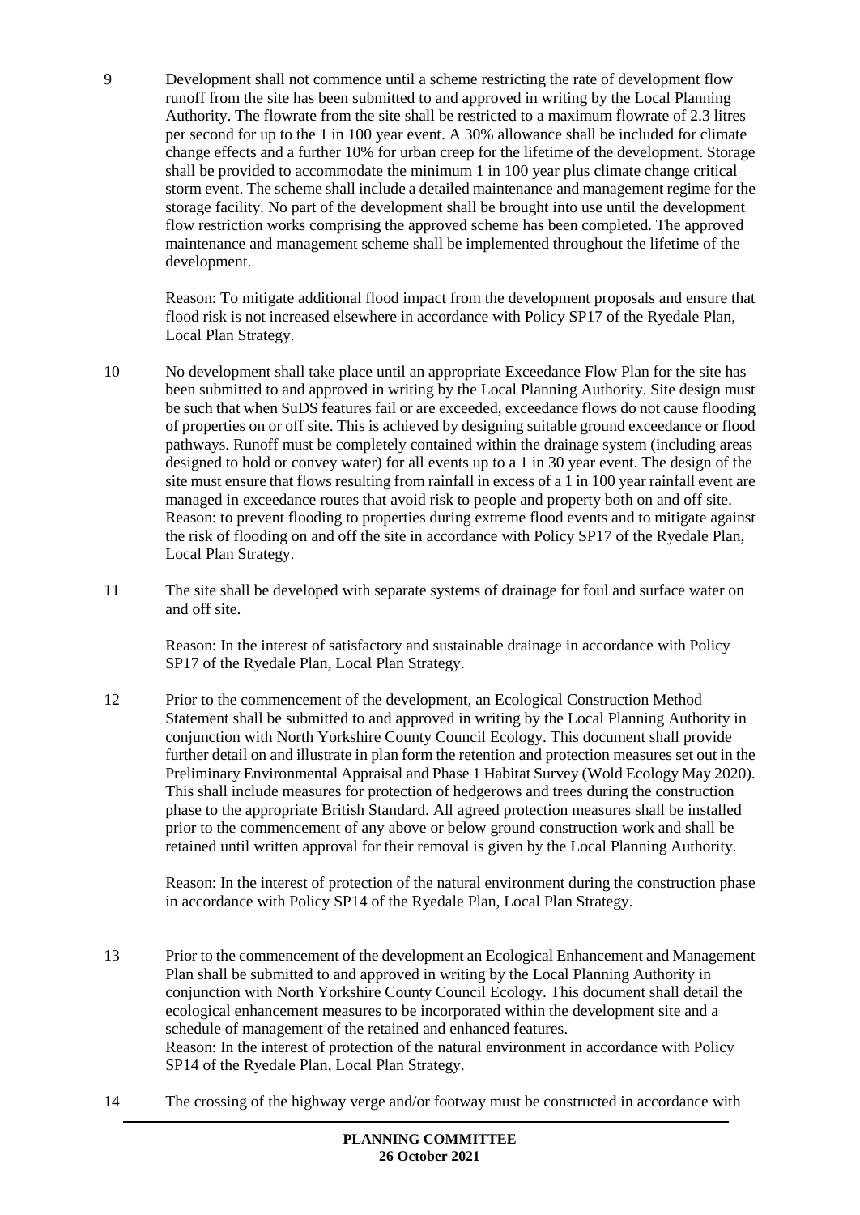9 Development shall not commence until a scheme restricting the rate of development flow runoff from the site has been submitted to and approved in writing by the Local Planning Authority. The flowrate from the site shall be restricted to a maximum flowrate of 2.3 litres per second for up to the 1 in 100 year event. A 30% allowance shall be included for climate change effects and a further 10% for urban creep for the lifetime of the development. Storage shall be provided to accommodate the minimum 1 in 100 year plus climate change critical storm event. The scheme shall include a detailed maintenance and management regime for the storage facility. No part of the development shall be brought into use until the development flow restriction works comprising the approved scheme has been completed. The approved maintenance and management scheme shall be implemented throughout the lifetime of the development.

Reason: To mitigate additional flood impact from the development proposals and ensure that flood risk is not increased elsewhere in accordance with Policy SP17 of the Ryedale Plan, Local Plan Strategy.

10 No development shall take place until an appropriate Exceedance Flow Plan for the site has been submitted to and approved in writing by the Local Planning Authority. Site design must be such that when SuDS features fail or are exceeded, exceedance flows do not cause flooding of properties on or off site. This is achieved by designing suitable ground exceedance or flood pathways. Runoff must be completely contained within the drainage system (including areas designed to hold or convey water) for all events up to a 1 in 30 year event. The design of the site must ensure that flows resulting from rainfall in excess of a 1 in 100 year rainfall event are managed in exceedance routes that avoid risk to people and property both on and off site. Reason: to prevent flooding to properties during extreme flood events and to mitigate against the risk of flooding on and off the site in accordance with Policy SP17 of the Ryedale Plan, Local Plan Strategy.

11 The site shall be developed with separate systems of drainage for foul and surface water on and off site.

Reason: In the interest of satisfactory and sustainable drainage in accordance with Policy SP17 of the Ryedale Plan, Local Plan Strategy.

12 Prior to the commencement of the development, an Ecological Construction Method Statement shall be submitted to and approved in writing by the Local Planning Authority in conjunction with North Yorkshire County Council Ecology. This document shall provide further detail on and illustrate in plan form the retention and protection measures set out in the Preliminary Environmental Appraisal and Phase 1 Habitat Survey (Wold Ecology May 2020). This shall include measures for protection of hedgerows and trees during the construction phase to the appropriate British Standard. All agreed protection measures shall be installed prior to the commencement of any above or below ground construction work and shall be retained until written approval for their removal is given by the Local Planning Authority.

Reason: In the interest of protection of the natural environment during the construction phase in accordance with Policy SP14 of the Ryedale Plan, Local Plan Strategy.

13 Prior to the commencement of the development an Ecological Enhancement and Management Plan shall be submitted to and approved in writing by the Local Planning Authority in conjunction with North Yorkshire County Council Ecology. This document shall detail the ecological enhancement measures to be incorporated within the development site and a schedule of management of the retained and enhanced features.
Reason: In the interest of protection of the natural environment in accordance with Policy SP14 of the Ryedale Plan, Local Plan Strategy.

14 The crossing of the highway verge and/or footway must be constructed in accordance with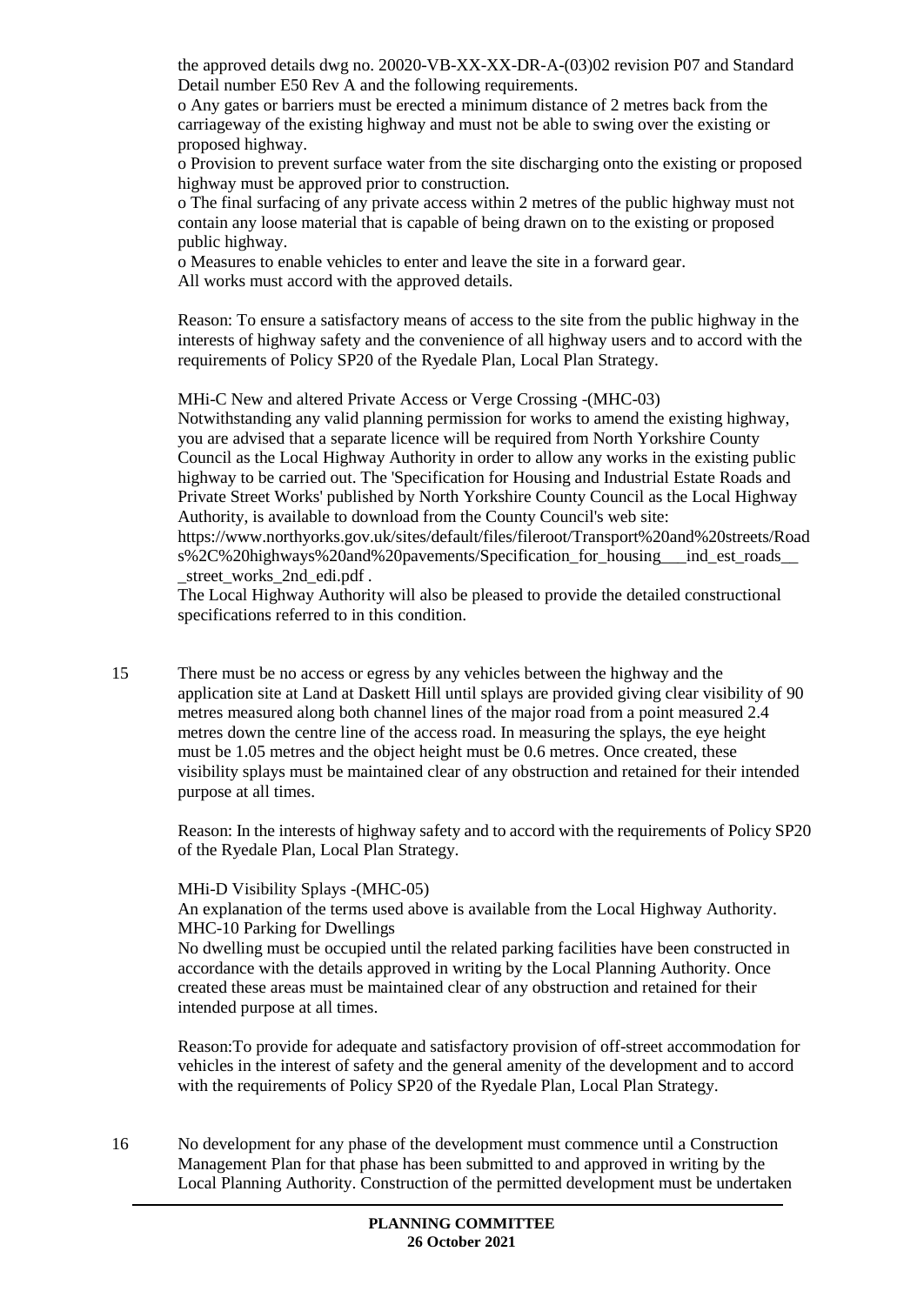the approved details dwg no. 20020-VB-XX-XX-DR-A-(03)02 revision P07 and Standard Detail number E50 Rev A and the following requirements.

o Any gates or barriers must be erected a minimum distance of 2 metres back from the carriageway of the existing highway and must not be able to swing over the existing or proposed highway.

o Provision to prevent surface water from the site discharging onto the existing or proposed highway must be approved prior to construction.

o The final surfacing of any private access within 2 metres of the public highway must not contain any loose material that is capable of being drawn on to the existing or proposed public highway.

o Measures to enable vehicles to enter and leave the site in a forward gear.

All works must accord with the approved details.

Reason: To ensure a satisfactory means of access to the site from the public highway in the interests of highway safety and the convenience of all highway users and to accord with the requirements of Policy SP20 of the Ryedale Plan, Local Plan Strategy.

MHi-C New and altered Private Access or Verge Crossing -(MHC-03)

Notwithstanding any valid planning permission for works to amend the existing highway, you are advised that a separate licence will be required from North Yorkshire County Council as the Local Highway Authority in order to allow any works in the existing public highway to be carried out. The 'Specification for Housing and Industrial Estate Roads and Private Street Works' published by North Yorkshire County Council as the Local Highway Authority, is available to download from the County Council's web site:
https://www.northyorks.gov.uk/sites/default/files/fileroot/Transport%20and%20streets/Roads%2C%20highways%20and%20pavements/Specification_for_housing___ind_est_roads___street_works_2nd_edi.pdf .

The Local Highway Authority will also be pleased to provide the detailed constructional specifications referred to in this condition.

15 There must be no access or egress by any vehicles between the highway and the application site at Land at Daskett Hill until splays are provided giving clear visibility of 90 metres measured along both channel lines of the major road from a point measured 2.4 metres down the centre line of the access road. In measuring the splays, the eye height must be 1.05 metres and the object height must be 0.6 metres. Once created, these visibility splays must be maintained clear of any obstruction and retained for their intended purpose at all times.

Reason: In the interests of highway safety and to accord with the requirements of Policy SP20 of the Ryedale Plan, Local Plan Strategy.

MHi-D Visibility Splays -(MHC-05)

An explanation of the terms used above is available from the Local Highway Authority.

MHC-10 Parking for Dwellings

No dwelling must be occupied until the related parking facilities have been constructed in accordance with the details approved in writing by the Local Planning Authority. Once created these areas must be maintained clear of any obstruction and retained for their intended purpose at all times.

Reason:To provide for adequate and satisfactory provision of off-street accommodation for vehicles in the interest of safety and the general amenity of the development and to accord with the requirements of Policy SP20 of the Ryedale Plan, Local Plan Strategy.

16 No development for any phase of the development must commence until a Construction Management Plan for that phase has been submitted to and approved in writing by the Local Planning Authority. Construction of the permitted development must be undertaken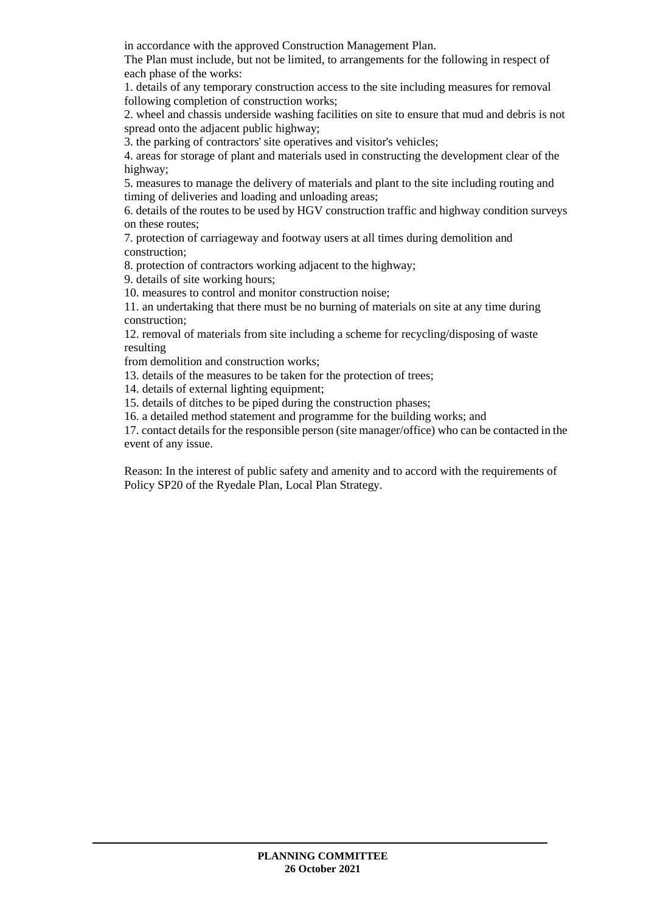in accordance with the approved Construction Management Plan.

The Plan must include, but not be limited, to arrangements for the following in respect of each phase of the works:

1. details of any temporary construction access to the site including measures for removal following completion of construction works;
2. wheel and chassis underside washing facilities on site to ensure that mud and debris is not spread onto the adjacent public highway;
3. the parking of contractors' site operatives and visitor's vehicles;
4. areas for storage of plant and materials used in constructing the development clear of the highway;
5. measures to manage the delivery of materials and plant to the site including routing and timing of deliveries and loading and unloading areas;
6. details of the routes to be used by HGV construction traffic and highway condition surveys on these routes;
7. protection of carriageway and footway users at all times during demolition and construction;
8. protection of contractors working adjacent to the highway;
9. details of site working hours;
10. measures to control and monitor construction noise;
11. an undertaking that there must be no burning of materials on site at any time during construction;
12. removal of materials from site including a scheme for recycling/disposing of waste resulting from demolition and construction works;
13. details of the measures to be taken for the protection of trees;
14. details of external lighting equipment;
15. details of ditches to be piped during the construction phases;
16. a detailed method statement and programme for the building works; and
17. contact details for the responsible person (site manager/office) who can be contacted in the event of any issue.

Reason: In the interest of public safety and amenity and to accord with the requirements of Policy SP20 of the Ryedale Plan, Local Plan Strategy.